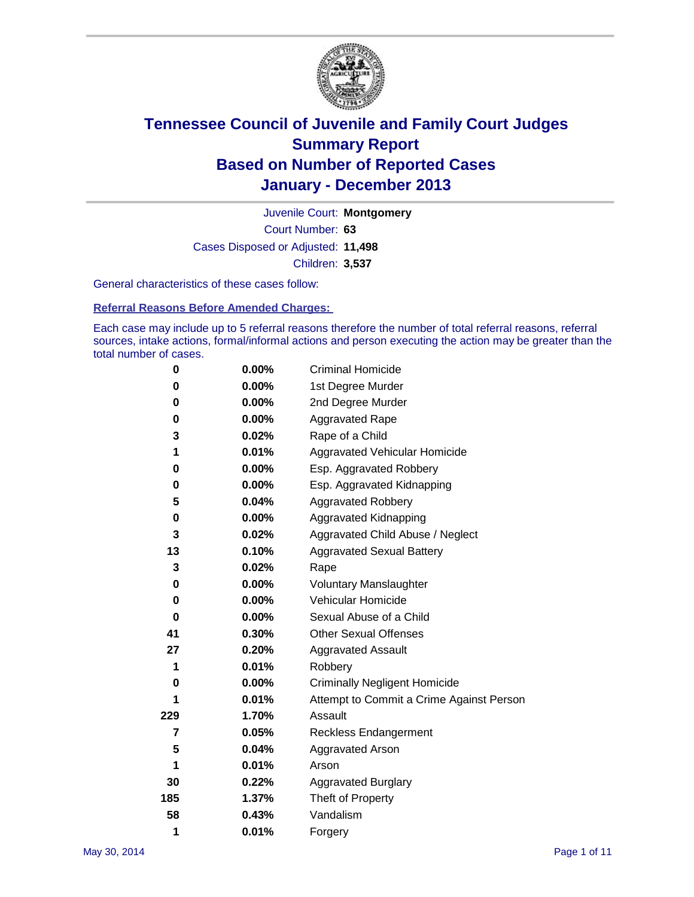# Tennessee Council of Juvenile and Family Court Judges
## Summary Report
## Based on Number of Reported Cases
## January - December 2013

Juvenile Court: **Montgomery**

Court Number: **63**

Cases Disposed or Adjusted: **11,498**

Children: **3,537**

General characteristics of these cases follow:

### Referral Reasons Before Amended Charges:

Each case may include up to 5 referral reasons therefore the number of total referral reasons, referral sources, intake actions, formal/informal actions and person executing the action may be greater than the total number of cases.

| | | |
|---|---|---|
| 0 | 0.00% | Criminal Homicide |
| 0 | 0.00% | 1st Degree Murder |
| 0 | 0.00% | 2nd Degree Murder |
| 0 | 0.00% | Aggravated Rape |
| 3 | 0.02% | Rape of a Child |
| 1 | 0.01% | Aggravated Vehicular Homicide |
| 0 | 0.00% | Esp. Aggravated Robbery |
| 0 | 0.00% | Esp. Aggravated Kidnapping |
| 5 | 0.04% | Aggravated Robbery |
| 0 | 0.00% | Aggravated Kidnapping |
| 3 | 0.02% | Aggravated Child Abuse / Neglect |
| 13 | 0.10% | Aggravated Sexual Battery |
| 3 | 0.02% | Rape |
| 0 | 0.00% | Voluntary Manslaughter |
| 0 | 0.00% | Vehicular Homicide |
| 0 | 0.00% | Sexual Abuse of a Child |
| 41 | 0.30% | Other Sexual Offenses |
| 27 | 0.20% | Aggravated Assault |
| 1 | 0.01% | Robbery |
| 0 | 0.00% | Criminally Negligent Homicide |
| 1 | 0.01% | Attempt to Commit a Crime Against Person |
| 229 | 1.70% | Assault |
| 7 | 0.05% | Reckless Endangerment |
| 5 | 0.04% | Aggravated Arson |
| 1 | 0.01% | Arson |
| 30 | 0.22% | Aggravated Burglary |
| 185 | 1.37% | Theft of Property |
| 58 | 0.43% | Vandalism |
| 1 | 0.01% | Forgery |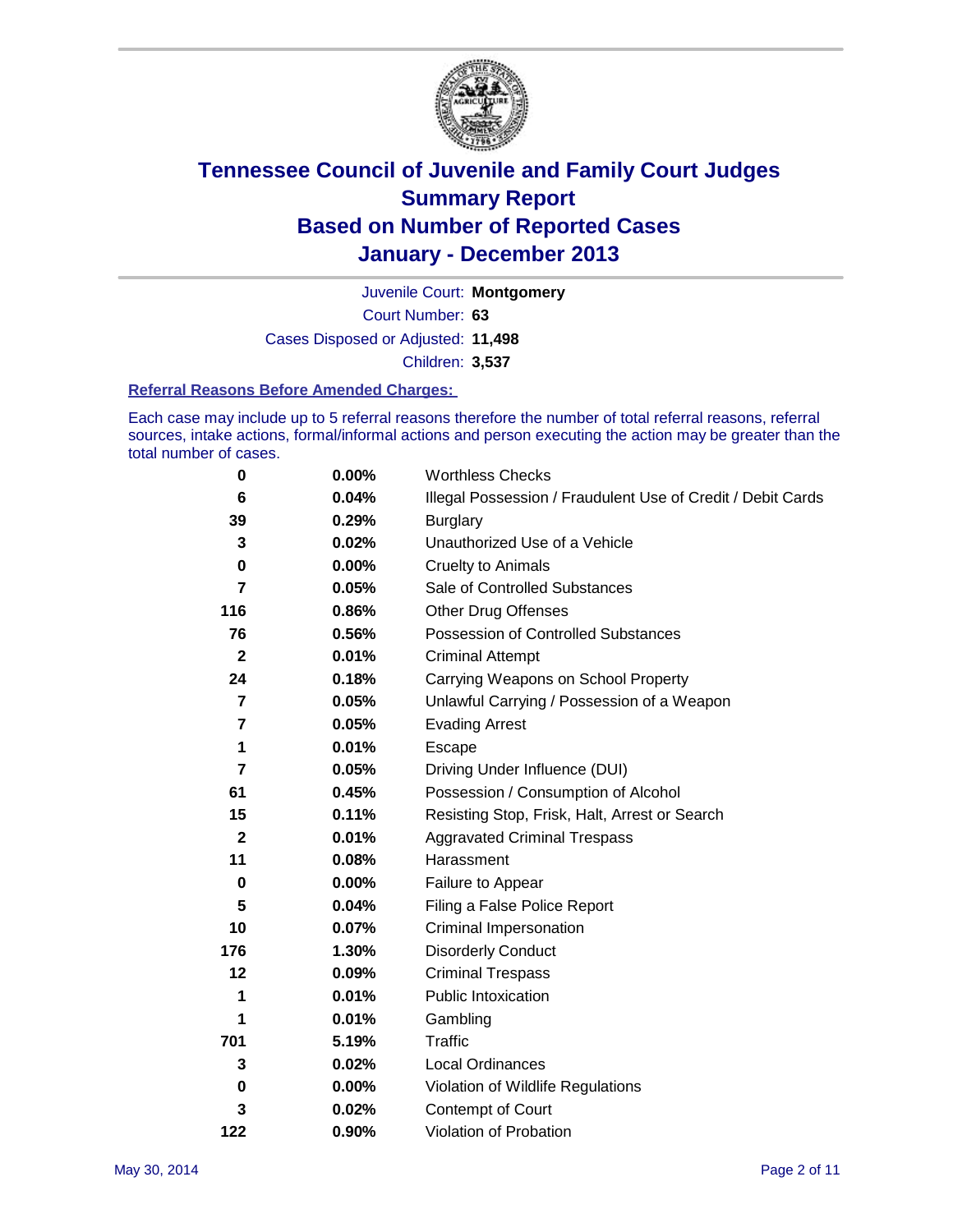# Tennessee Council of Juvenile and Family Court Judges
## Summary Report
## Based on Number of Reported Cases
## January - December 2013

Juvenile Court: **Montgomery**

Court Number: **63**

Cases Disposed or Adjusted: **11,498**

Children: **3,537**

### Referral Reasons Before Amended Charges:

Each case may include up to 5 referral reasons therefore the number of total referral reasons, referral sources, intake actions, formal/informal actions and person executing the action may be greater than the total number of cases.

| | | |
|---|---|---|
| 0 | 0.00% | Worthless Checks |
| 6 | 0.04% | Illegal Possession / Fraudulent Use of Credit / Debit Cards |
| 39 | 0.29% | Burglary |
| 3 | 0.02% | Unauthorized Use of a Vehicle |
| 0 | 0.00% | Cruelty to Animals |
| 7 | 0.05% | Sale of Controlled Substances |
| 116 | 0.86% | Other Drug Offenses |
| 76 | 0.56% | Possession of Controlled Substances |
| 2 | 0.01% | Criminal Attempt |
| 24 | 0.18% | Carrying Weapons on School Property |
| 7 | 0.05% | Unlawful Carrying / Possession of a Weapon |
| 7 | 0.05% | Evading Arrest |
| 1 | 0.01% | Escape |
| 7 | 0.05% | Driving Under Influence (DUI) |
| 61 | 0.45% | Possession / Consumption of Alcohol |
| 15 | 0.11% | Resisting Stop, Frisk, Halt, Arrest or Search |
| 2 | 0.01% | Aggravated Criminal Trespass |
| 11 | 0.08% | Harassment |
| 0 | 0.00% | Failure to Appear |
| 5 | 0.04% | Filing a False Police Report |
| 10 | 0.07% | Criminal Impersonation |
| 176 | 1.30% | Disorderly Conduct |
| 12 | 0.09% | Criminal Trespass |
| 1 | 0.01% | Public Intoxication |
| 1 | 0.01% | Gambling |
| 701 | 5.19% | Traffic |
| 3 | 0.02% | Local Ordinances |
| 0 | 0.00% | Violation of Wildlife Regulations |
| 3 | 0.02% | Contempt of Court |
| 122 | 0.90% | Violation of Probation |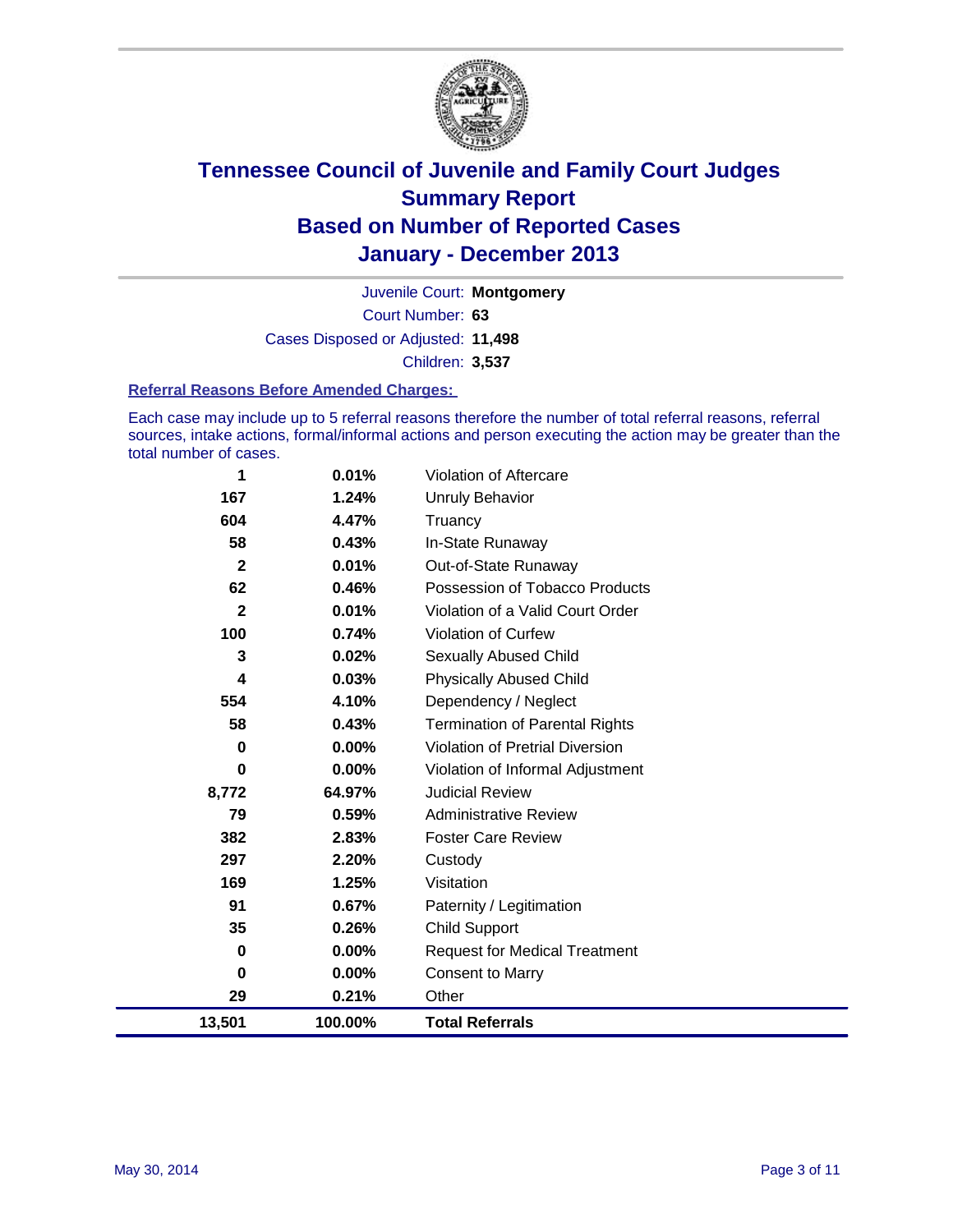# Tennessee Council of Juvenile and Family Court Judges
## Summary Report
## Based on Number of Reported Cases
## January - December 2013

Juvenile Court: **Montgomery**

Court Number: **63**

Cases Disposed or Adjusted: **11,498**

Children: **3,537**

### Referral Reasons Before Amended Charges:

Each case may include up to 5 referral reasons therefore the number of total referral reasons, referral sources, intake actions, formal/informal actions and person executing the action may be greater than the total number of cases.

| Count | Percent | Referral Reason |
|---|---|---|
| 1 | 0.01% | Violation of Aftercare |
| 167 | 1.24% | Unruly Behavior |
| 604 | 4.47% | Truancy |
| 58 | 0.43% | In-State Runaway |
| 2 | 0.01% | Out-of-State Runaway |
| 62 | 0.46% | Possession of Tobacco Products |
| 2 | 0.01% | Violation of a Valid Court Order |
| 100 | 0.74% | Violation of Curfew |
| 3 | 0.02% | Sexually Abused Child |
| 4 | 0.03% | Physically Abused Child |
| 554 | 4.10% | Dependency / Neglect |
| 58 | 0.43% | Termination of Parental Rights |
| 0 | 0.00% | Violation of Pretrial Diversion |
| 0 | 0.00% | Violation of Informal Adjustment |
| 8,772 | 64.97% | Judicial Review |
| 79 | 0.59% | Administrative Review |
| 382 | 2.83% | Foster Care Review |
| 297 | 2.20% | Custody |
| 169 | 1.25% | Visitation |
| 91 | 0.67% | Paternity / Legitimation |
| 35 | 0.26% | Child Support |
| 0 | 0.00% | Request for Medical Treatment |
| 0 | 0.00% | Consent to Marry |
| 29 | 0.21% | Other |
| **13,501** | **100.00%** | **Total Referrals** |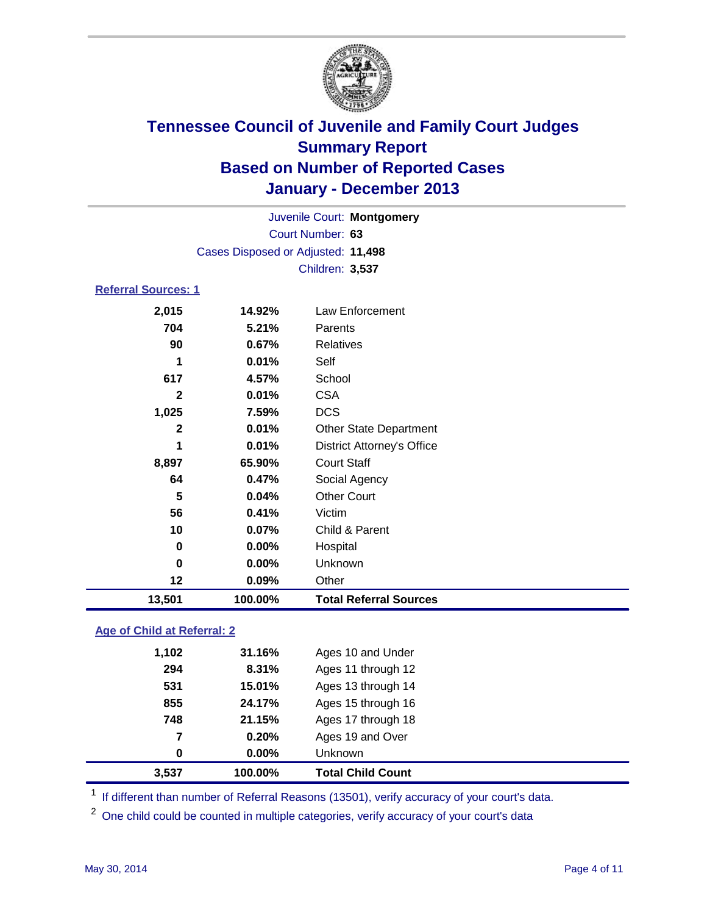# Tennessee Council of Juvenile and Family Court Judges
## Summary Report
## Based on Number of Reported Cases
## January - December 2013

Juvenile Court: **Montgomery**
Court Number: **63**
Cases Disposed or Adjusted: **11,498**
Children: **3,537**

### Referral Sources: 1

| | | |
|---|---|---|
| 2,015 | 14.92% | Law Enforcement |
| 704 | 5.21% | Parents |
| 90 | 0.67% | Relatives |
| 1 | 0.01% | Self |
| 617 | 4.57% | School |
| 2 | 0.01% | CSA |
| 1,025 | 7.59% | DCS |
| 2 | 0.01% | Other State Department |
| 1 | 0.01% | District Attorney's Office |
| 8,897 | 65.90% | Court Staff |
| 64 | 0.47% | Social Agency |
| 5 | 0.04% | Other Court |
| 56 | 0.41% | Victim |
| 10 | 0.07% | Child & Parent |
| 0 | 0.00% | Hospital |
| 0 | 0.00% | Unknown |
| 12 | 0.09% | Other |
| **13,501** | **100.00%** | **Total Referral Sources** |

### Age of Child at Referral: 2

| | | |
|---|---|---|
| 1,102 | 31.16% | Ages 10 and Under |
| 294 | 8.31% | Ages 11 through 12 |
| 531 | 15.01% | Ages 13 through 14 |
| 855 | 24.17% | Ages 15 through 16 |
| 748 | 21.15% | Ages 17 through 18 |
| 7 | 0.20% | Ages 19 and Over |
| 0 | 0.00% | Unknown |
| **3,537** | **100.00%** | **Total Child Count** |

[1] If different than number of Referral Reasons (13501), verify accuracy of your court's data.

[2] One child could be counted in multiple categories, verify accuracy of your court's data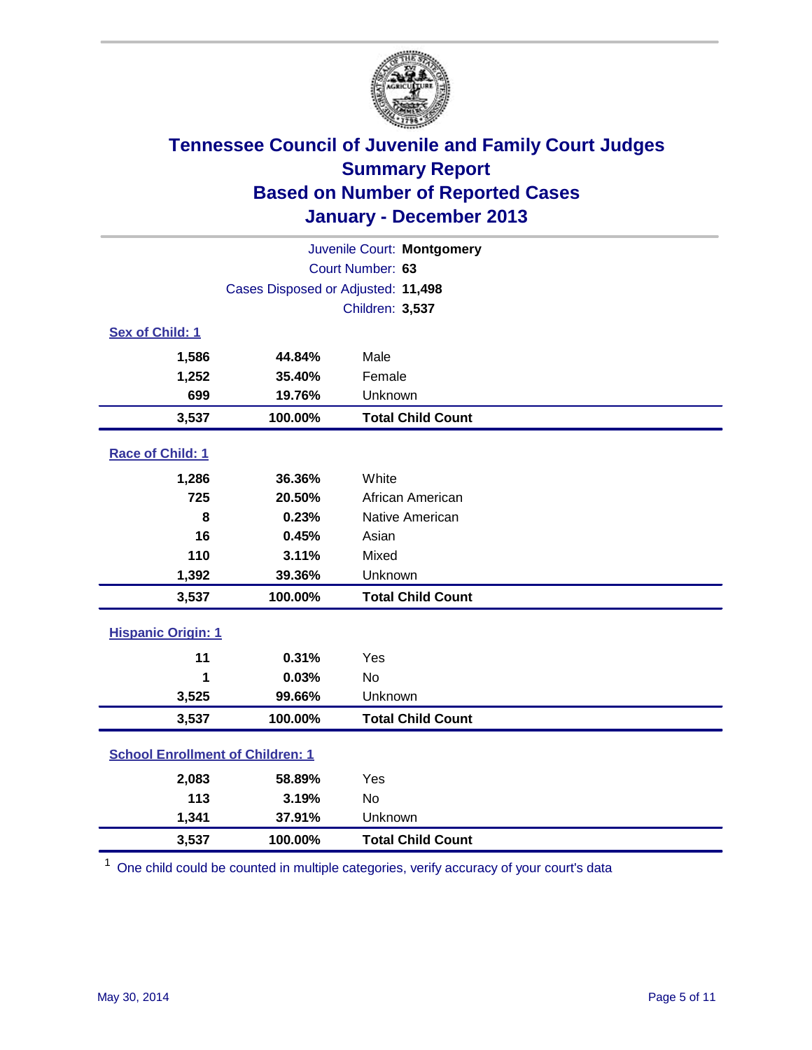# Tennessee Council of Juvenile and Family Court Judges
## Summary Report
## Based on Number of Reported Cases
## January - December 2013

Juvenile Court: **Montgomery**

Court Number: **63**

Cases Disposed or Adjusted: **11,498**

Children: **3,537**

### Sex of Child: 1

| Count | Percent | Category |
|---|---|---|
| 1,586 | 44.84% | Male |
| 1,252 | 35.40% | Female |
| 699 | 19.76% | Unknown |
| **3,537** | **100.00%** | **Total Child Count** |

### Race of Child: 1

| Count | Percent | Category |
|---|---|---|
| 1,286 | 36.36% | White |
| 725 | 20.50% | African American |
| 8 | 0.23% | Native American |
| 16 | 0.45% | Asian |
| 110 | 3.11% | Mixed |
| 1,392 | 39.36% | Unknown |
| **3,537** | **100.00%** | **Total Child Count** |

### Hispanic Origin: 1

| Count | Percent | Category |
|---|---|---|
| 11 | 0.31% | Yes |
| 1 | 0.03% | No |
| 3,525 | 99.66% | Unknown |
| **3,537** | **100.00%** | **Total Child Count** |

### School Enrollment of Children: 1

| Count | Percent | Category |
|---|---|---|
| 2,083 | 58.89% | Yes |
| 113 | 3.19% | No |
| 1,341 | 37.91% | Unknown |
| **3,537** | **100.00%** | **Total Child Count** |

[1] One child could be counted in multiple categories, verify accuracy of your court's data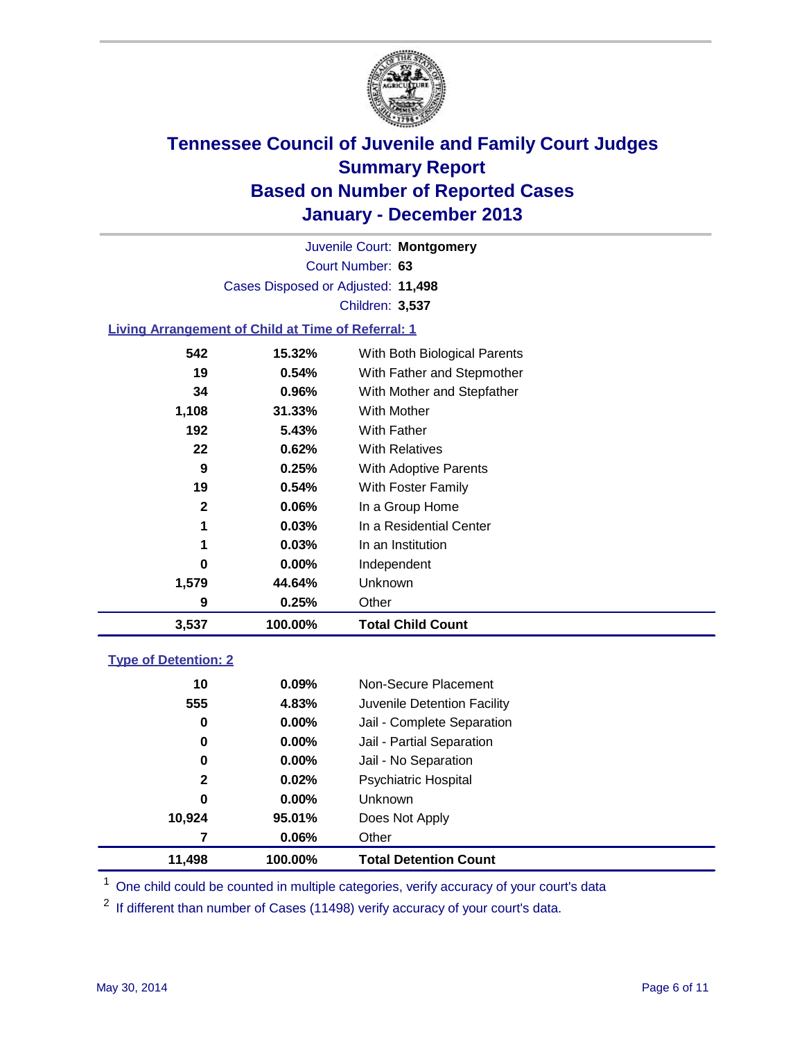# Tennessee Council of Juvenile and Family Court Judges
## Summary Report
## Based on Number of Reported Cases
## January - December 2013

Juvenile Court: **Montgomery**
Court Number: **63**
Cases Disposed or Adjusted: **11,498**
Children: **3,537**

### Living Arrangement of Child at Time of Referral: 1

| Count | Percent | Category |
|---|---|---|
| 542 | 15.32% | With Both Biological Parents |
| 19 | 0.54% | With Father and Stepmother |
| 34 | 0.96% | With Mother and Stepfather |
| 1,108 | 31.33% | With Mother |
| 192 | 5.43% | With Father |
| 22 | 0.62% | With Relatives |
| 9 | 0.25% | With Adoptive Parents |
| 19 | 0.54% | With Foster Family |
| 2 | 0.06% | In a Group Home |
| 1 | 0.03% | In a Residential Center |
| 1 | 0.03% | In an Institution |
| 0 | 0.00% | Independent |
| 1,579 | 44.64% | Unknown |
| 9 | 0.25% | Other |
| **3,537** | **100.00%** | **Total Child Count** |

### Type of Detention: 2

| Count | Percent | Category |
|---|---|---|
| 10 | 0.09% | Non-Secure Placement |
| 555 | 4.83% | Juvenile Detention Facility |
| 0 | 0.00% | Jail - Complete Separation |
| 0 | 0.00% | Jail - Partial Separation |
| 0 | 0.00% | Jail - No Separation |
| 2 | 0.02% | Psychiatric Hospital |
| 0 | 0.00% | Unknown |
| 10,924 | 95.01% | Does Not Apply |
| 7 | 0.06% | Other |
| **11,498** | **100.00%** | **Total Detention Count** |

[1] One child could be counted in multiple categories, verify accuracy of your court's data

[2] If different than number of Cases (11498) verify accuracy of your court's data.

May 30, 2014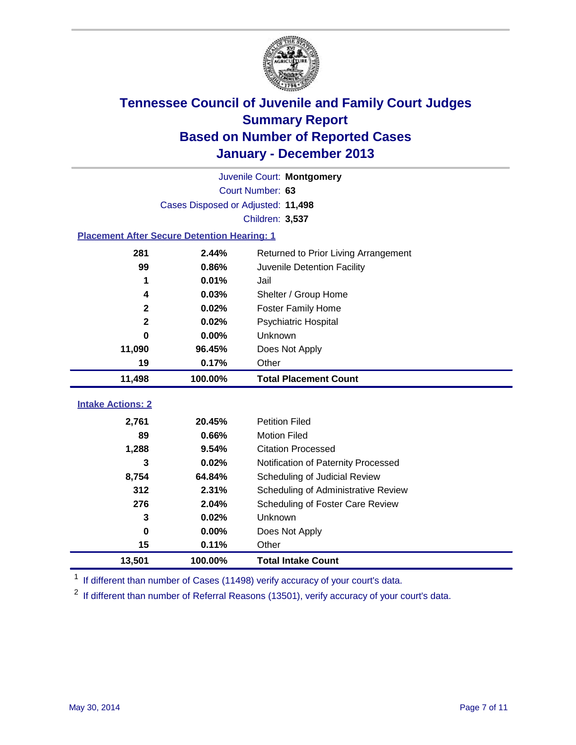# Tennessee Council of Juvenile and Family Court Judges
## Summary Report
## Based on Number of Reported Cases
## January - December 2013

Juvenile Court: **Montgomery**

Court Number: **63**

Cases Disposed or Adjusted: **11,498**

Children: **3,537**

### Placement After Secure Detention Hearing: 1

| Count | Percent | Placement |
|---|---|---|
| 281 | 2.44% | Returned to Prior Living Arrangement |
| 99 | 0.86% | Juvenile Detention Facility |
| 1 | 0.01% | Jail |
| 4 | 0.03% | Shelter / Group Home |
| 2 | 0.02% | Foster Family Home |
| 2 | 0.02% | Psychiatric Hospital |
| 0 | 0.00% | Unknown |
| 11,090 | 96.45% | Does Not Apply |
| 19 | 0.17% | Other |
| **11,498** | **100.00%** | **Total Placement Count** |

### Intake Actions: 2

| Count | Percent | Intake Action |
|---|---|---|
| 2,761 | 20.45% | Petition Filed |
| 89 | 0.66% | Motion Filed |
| 1,288 | 9.54% | Citation Processed |
| 3 | 0.02% | Notification of Paternity Processed |
| 8,754 | 64.84% | Scheduling of Judicial Review |
| 312 | 2.31% | Scheduling of Administrative Review |
| 276 | 2.04% | Scheduling of Foster Care Review |
| 3 | 0.02% | Unknown |
| 0 | 0.00% | Does Not Apply |
| 15 | 0.11% | Other |
| **13,501** | **100.00%** | **Total Intake Count** |

[1] If different than number of Cases (11498) verify accuracy of your court's data.

[2] If different than number of Referral Reasons (13501), verify accuracy of your court's data.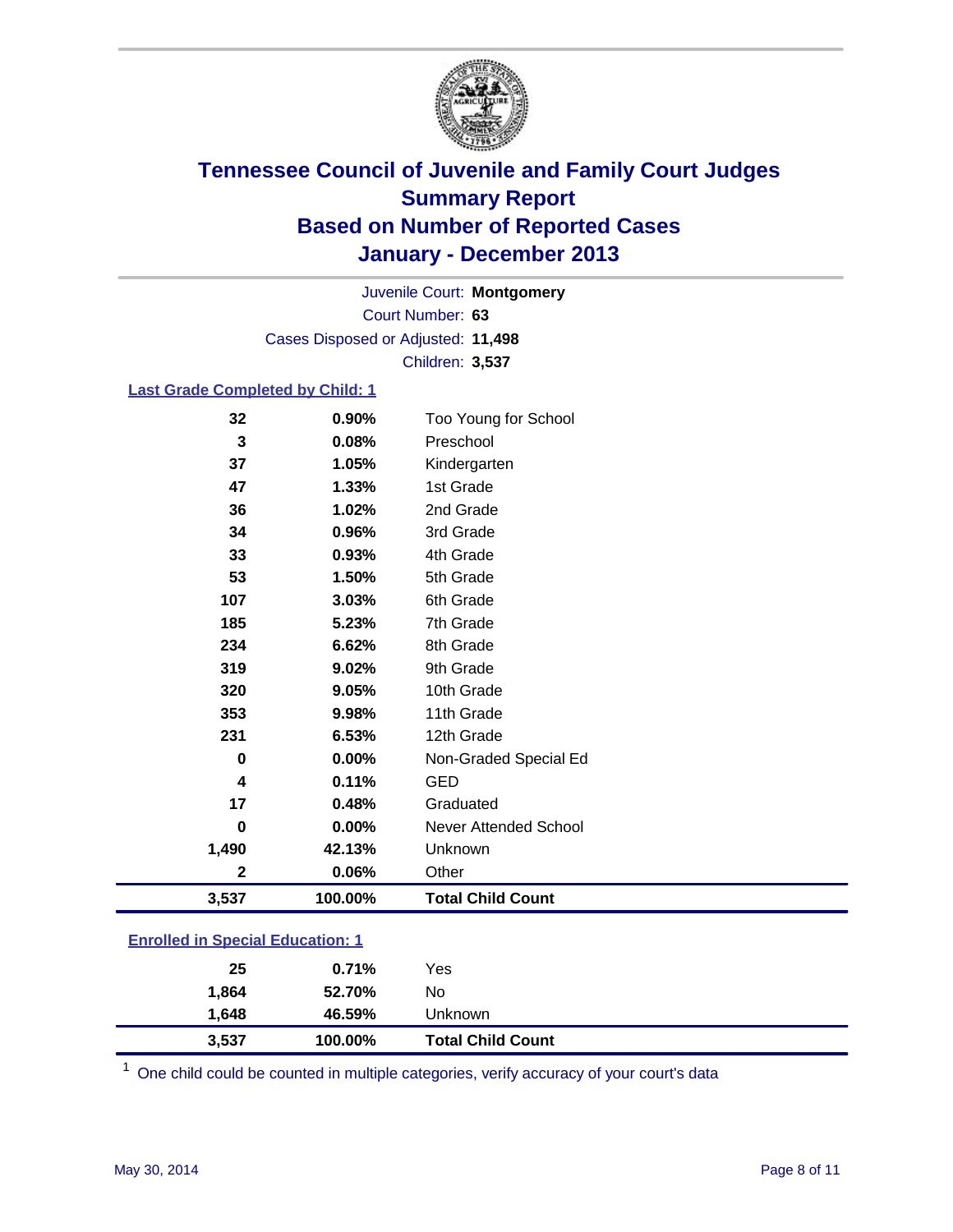# Tennessee Council of Juvenile and Family Court Judges
## Summary Report
## Based on Number of Reported Cases
## January - December 2013

Juvenile Court: **Montgomery**
Court Number: **63**
Cases Disposed or Adjusted: **11,498**
Children: **3,537**

### Last Grade Completed by Child: 1

| Count | Percent | Category |
|---|---|---|
| 32 | 0.90% | Too Young for School |
| 3 | 0.08% | Preschool |
| 37 | 1.05% | Kindergarten |
| 47 | 1.33% | 1st Grade |
| 36 | 1.02% | 2nd Grade |
| 34 | 0.96% | 3rd Grade |
| 33 | 0.93% | 4th Grade |
| 53 | 1.50% | 5th Grade |
| 107 | 3.03% | 6th Grade |
| 185 | 5.23% | 7th Grade |
| 234 | 6.62% | 8th Grade |
| 319 | 9.02% | 9th Grade |
| 320 | 9.05% | 10th Grade |
| 353 | 9.98% | 11th Grade |
| 231 | 6.53% | 12th Grade |
| 0 | 0.00% | Non-Graded Special Ed |
| 4 | 0.11% | GED |
| 17 | 0.48% | Graduated |
| 0 | 0.00% | Never Attended School |
| 1,490 | 42.13% | Unknown |
| 2 | 0.06% | Other |
| **3,537** | **100.00%** | **Total Child Count** |

### Enrolled in Special Education: 1

| Count | Percent | Category |
|---|---|---|
| 25 | 0.71% | Yes |
| 1,864 | 52.70% | No |
| 1,648 | 46.59% | Unknown |
| **3,537** | **100.00%** | **Total Child Count** |

[1] One child could be counted in multiple categories, verify accuracy of your court's data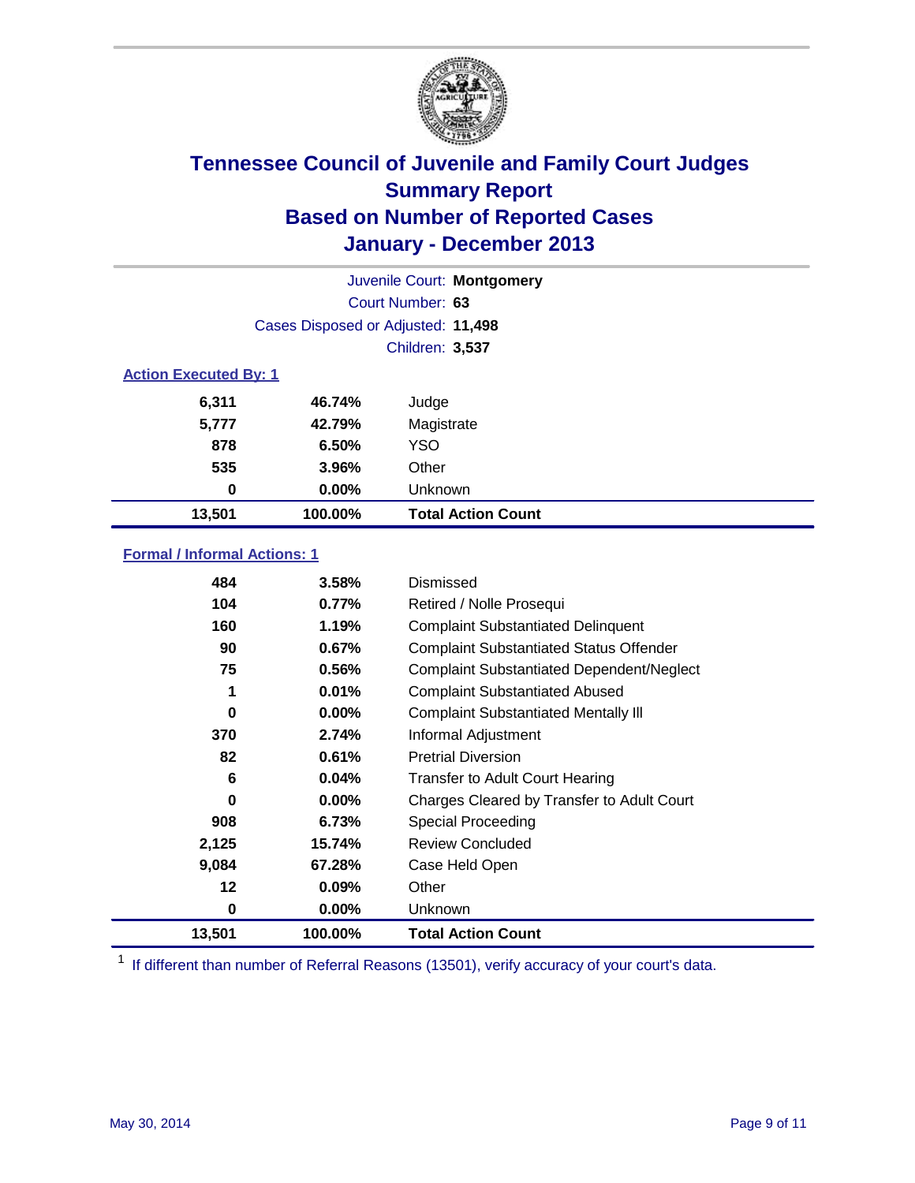# Tennessee Council of Juvenile and Family Court Judges
## Summary Report
## Based on Number of Reported Cases
## January - December 2013

Juvenile Court: **Montgomery**

Court Number: **63**

Cases Disposed or Adjusted: **11,498**

Children: **3,537**

### Action Executed By: 1

| Count | Percent | Action |
|---|---|---|
| 6,311 | 46.74% | Judge |
| 5,777 | 42.79% | Magistrate |
| 878 | 6.50% | YSO |
| 535 | 3.96% | Other |
| 0 | 0.00% | Unknown |
| **13,501** | **100.00%** | **Total Action Count** |

### Formal / Informal Actions: 1

| Count | Percent | Action |
|---|---|---|
| 484 | 3.58% | Dismissed |
| 104 | 0.77% | Retired / Nolle Prosequi |
| 160 | 1.19% | Complaint Substantiated Delinquent |
| 90 | 0.67% | Complaint Substantiated Status Offender |
| 75 | 0.56% | Complaint Substantiated Dependent/Neglect |
| 1 | 0.01% | Complaint Substantiated Abused |
| 0 | 0.00% | Complaint Substantiated Mentally Ill |
| 370 | 2.74% | Informal Adjustment |
| 82 | 0.61% | Pretrial Diversion |
| 6 | 0.04% | Transfer to Adult Court Hearing |
| 0 | 0.00% | Charges Cleared by Transfer to Adult Court |
| 908 | 6.73% | Special Proceeding |
| 2,125 | 15.74% | Review Concluded |
| 9,084 | 67.28% | Case Held Open |
| 12 | 0.09% | Other |
| 0 | 0.00% | Unknown |
| **13,501** | **100.00%** | **Total Action Count** |

[1] If different than number of Referral Reasons (13501), verify accuracy of your court's data.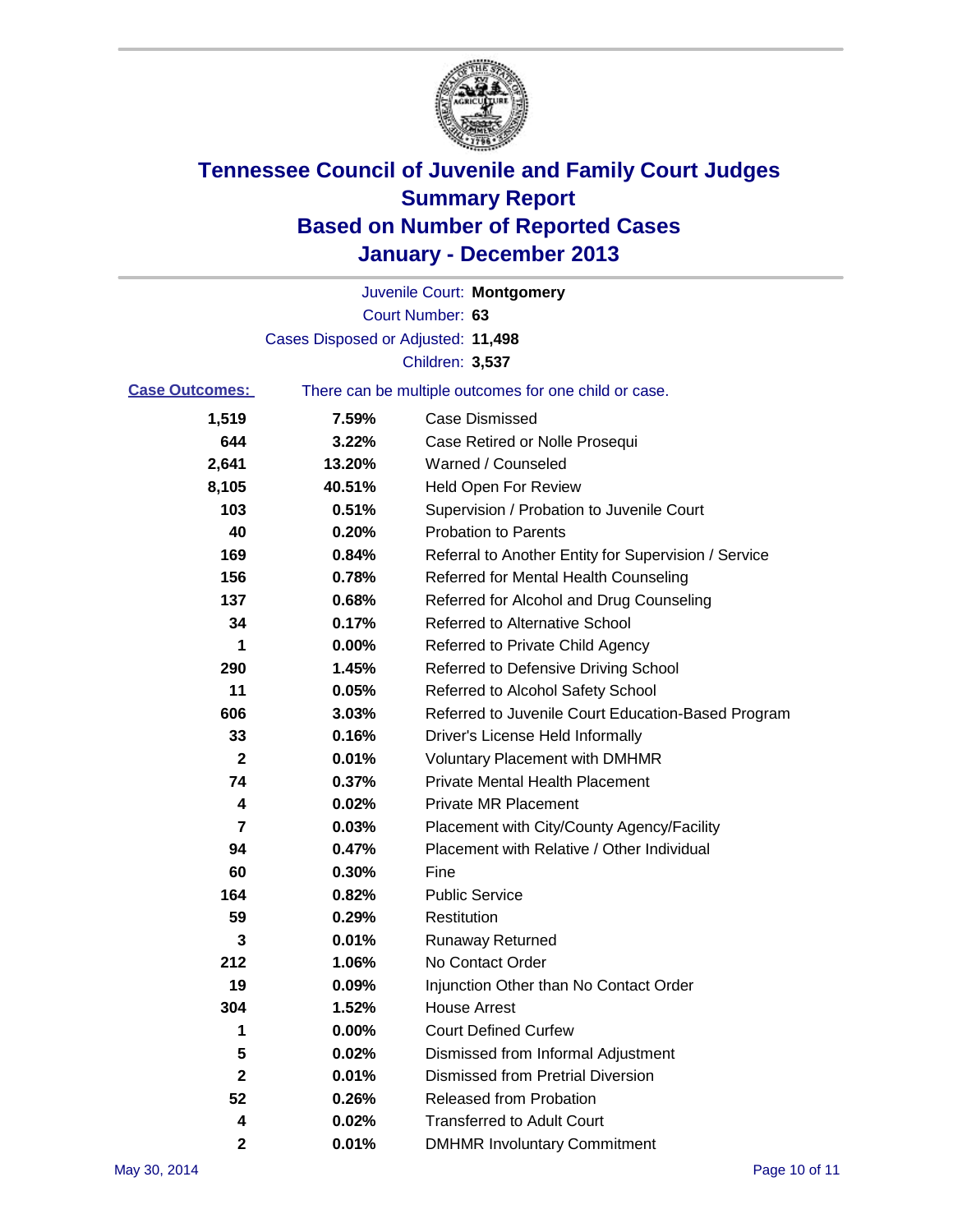# Tennessee Council of Juvenile and Family Court Judges
## Summary Report
## Based on Number of Reported Cases
## January - December 2013

Juvenile Court: **Montgomery**

Court Number: **63**

Cases Disposed or Adjusted: **11,498**

Children: **3,537**

**Case Outcomes:** There can be multiple outcomes for one child or case.

| Count | Percent | Outcome |
|---|---|---|
| 1,519 | 7.59% | Case Dismissed |
| 644 | 3.22% | Case Retired or Nolle Prosequi |
| 2,641 | 13.20% | Warned / Counseled |
| 8,105 | 40.51% | Held Open For Review |
| 103 | 0.51% | Supervision / Probation to Juvenile Court |
| 40 | 0.20% | Probation to Parents |
| 169 | 0.84% | Referral to Another Entity for Supervision / Service |
| 156 | 0.78% | Referred for Mental Health Counseling |
| 137 | 0.68% | Referred for Alcohol and Drug Counseling |
| 34 | 0.17% | Referred to Alternative School |
| 1 | 0.00% | Referred to Private Child Agency |
| 290 | 1.45% | Referred to Defensive Driving School |
| 11 | 0.05% | Referred to Alcohol Safety School |
| 606 | 3.03% | Referred to Juvenile Court Education-Based Program |
| 33 | 0.16% | Driver's License Held Informally |
| 2 | 0.01% | Voluntary Placement with DMHMR |
| 74 | 0.37% | Private Mental Health Placement |
| 4 | 0.02% | Private MR Placement |
| 7 | 0.03% | Placement with City/County Agency/Facility |
| 94 | 0.47% | Placement with Relative / Other Individual |
| 60 | 0.30% | Fine |
| 164 | 0.82% | Public Service |
| 59 | 0.29% | Restitution |
| 3 | 0.01% | Runaway Returned |
| 212 | 1.06% | No Contact Order |
| 19 | 0.09% | Injunction Other than No Contact Order |
| 304 | 1.52% | House Arrest |
| 1 | 0.00% | Court Defined Curfew |
| 5 | 0.02% | Dismissed from Informal Adjustment |
| 2 | 0.01% | Dismissed from Pretrial Diversion |
| 52 | 0.26% | Released from Probation |
| 4 | 0.02% | Transferred to Adult Court |
| 2 | 0.01% | DMHMR Involuntary Commitment |

May 30, 2014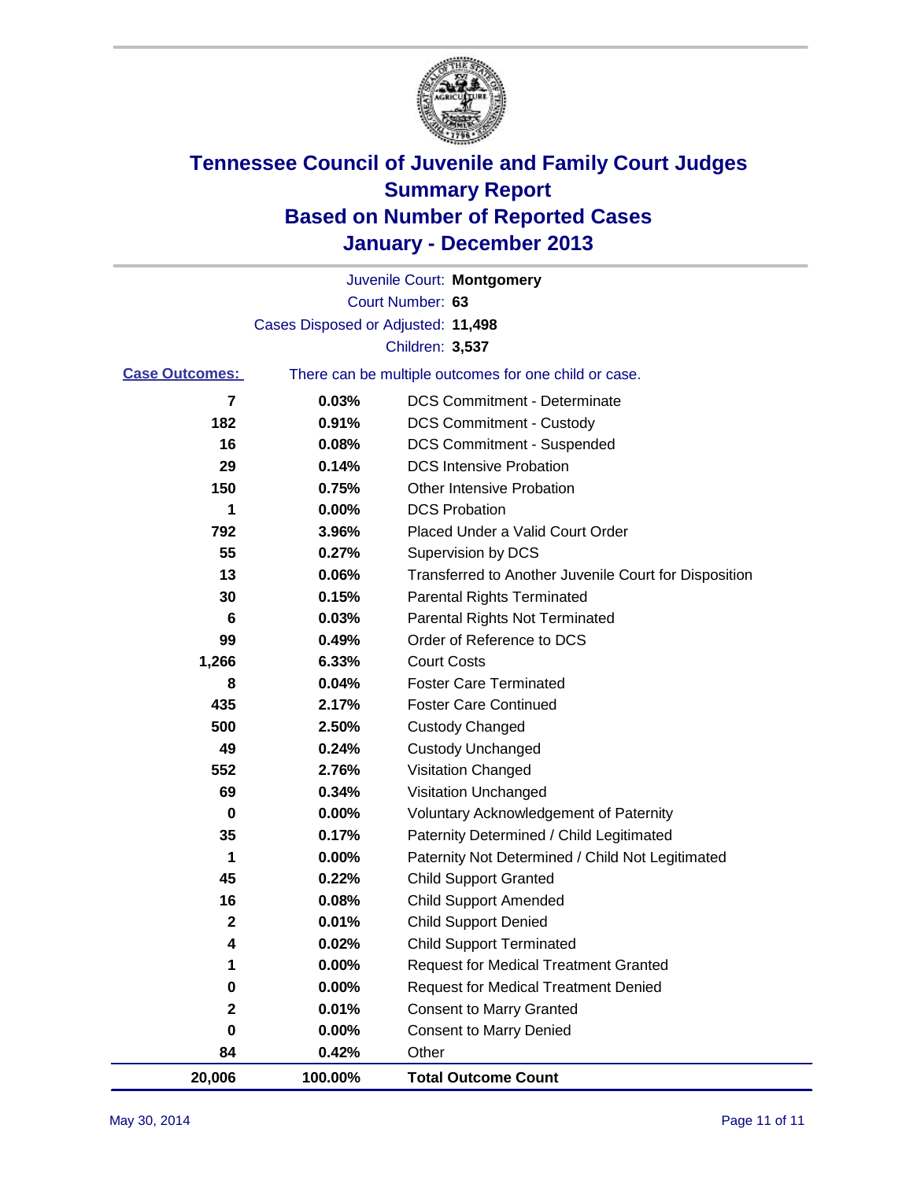# Tennessee Council of Juvenile and Family Court Judges
## Summary Report
## Based on Number of Reported Cases
## January - December 2013

Juvenile Court: **Montgomery**

Court Number: **63**

Cases Disposed or Adjusted: **11,498**

Children: **3,537**

**Case Outcomes:** There can be multiple outcomes for one child or case.

| | | |
|---|---|---|
| 7 | 0.03% | DCS Commitment - Determinate |
| 182 | 0.91% | DCS Commitment - Custody |
| 16 | 0.08% | DCS Commitment - Suspended |
| 29 | 0.14% | DCS Intensive Probation |
| 150 | 0.75% | Other Intensive Probation |
| 1 | 0.00% | DCS Probation |
| 792 | 3.96% | Placed Under a Valid Court Order |
| 55 | 0.27% | Supervision by DCS |
| 13 | 0.06% | Transferred to Another Juvenile Court for Disposition |
| 30 | 0.15% | Parental Rights Terminated |
| 6 | 0.03% | Parental Rights Not Terminated |
| 99 | 0.49% | Order of Reference to DCS |
| 1,266 | 6.33% | Court Costs |
| 8 | 0.04% | Foster Care Terminated |
| 435 | 2.17% | Foster Care Continued |
| 500 | 2.50% | Custody Changed |
| 49 | 0.24% | Custody Unchanged |
| 552 | 2.76% | Visitation Changed |
| 69 | 0.34% | Visitation Unchanged |
| 0 | 0.00% | Voluntary Acknowledgement of Paternity |
| 35 | 0.17% | Paternity Determined / Child Legitimated |
| 1 | 0.00% | Paternity Not Determined / Child Not Legitimated |
| 45 | 0.22% | Child Support Granted |
| 16 | 0.08% | Child Support Amended |
| 2 | 0.01% | Child Support Denied |
| 4 | 0.02% | Child Support Terminated |
| 1 | 0.00% | Request for Medical Treatment Granted |
| 0 | 0.00% | Request for Medical Treatment Denied |
| 2 | 0.01% | Consent to Marry Granted |
| 0 | 0.00% | Consent to Marry Denied |
| 84 | 0.42% | Other |
| **20,006** | **100.00%** | **Total Outcome Count** |

May 30, 2014